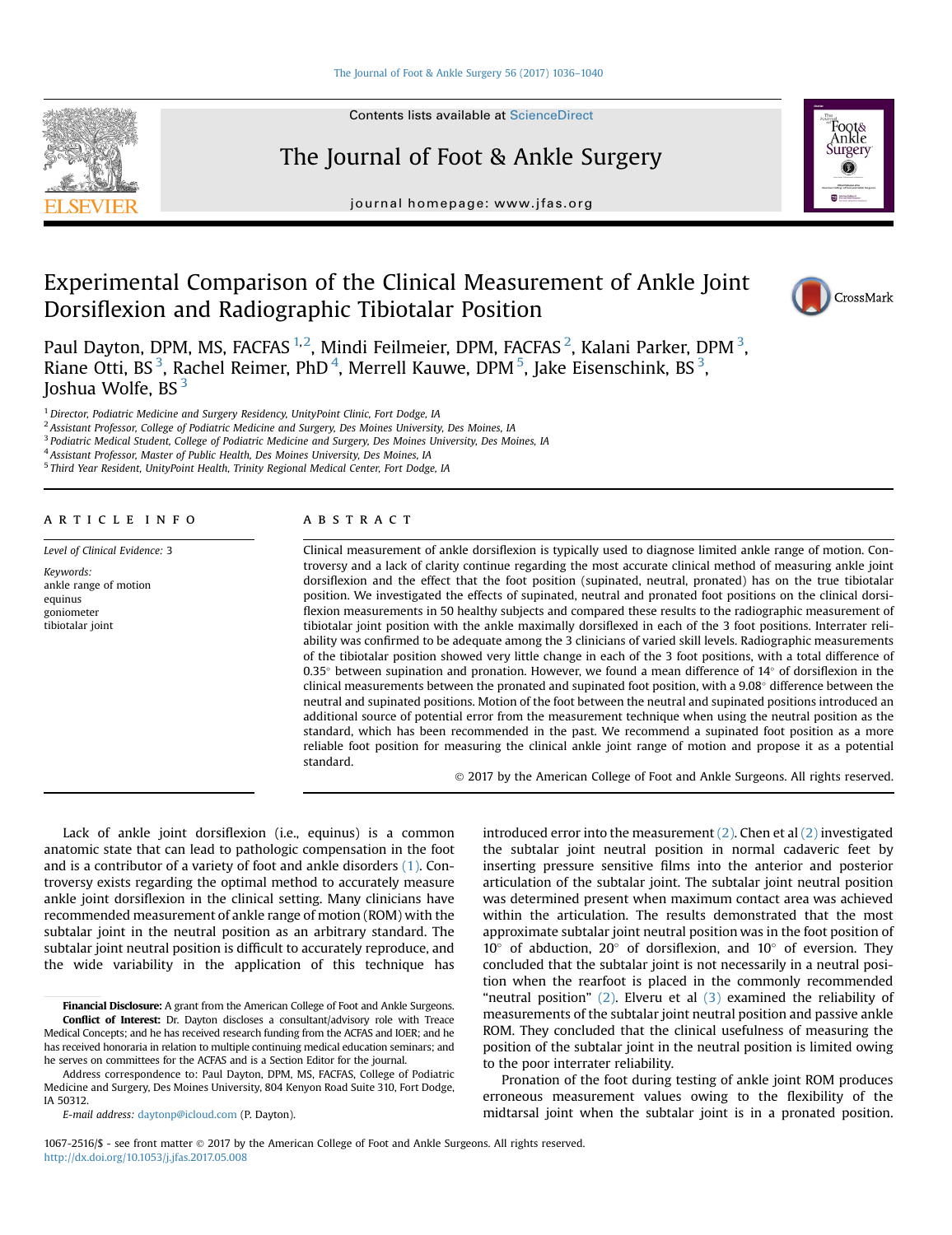# Experimental Comparison of the Clinical Measurement of Ankle Joint Dorsiflexion and Radiographic Tibiotalar Position

Paul Dayton, DPM, MS, FACFAS [1,2], Mindi Feilmeier, DPM, FACFAS [2], Kalani Parker, DPM [3], Riane Otti, BS [3], Rachel Reimer, PhD [4], Merrell Kauwe, DPM [5], Jake Eisenschink, BS [3], Joshua Wolfe, BS [3]

[1] Director, Podiatric Medicine and Surgery Residency, UnityPoint Clinic, Fort Dodge, IA
[2] Assistant Professor, College of Podiatric Medicine and Surgery, Des Moines University, Des Moines, IA
[3] Podiatric Medical Student, College of Podiatric Medicine and Surgery, Des Moines University, Des Moines, IA
[4] Assistant Professor, Master of Public Health, Des Moines University, Des Moines, IA
[5] Third Year Resident, UnityPoint Health, Trinity Regional Medical Center, Fort Dodge, IA

## ARTICLE INFO

*Level of Clinical Evidence:* 3

*Keywords:*
ankle range of motion
equinus
goniometer
tibiotalar joint

## ABSTRACT

Clinical measurement of ankle dorsiflexion is typically used to diagnose limited ankle range of motion. Controversy and a lack of clarity continue regarding the most accurate clinical method of measuring ankle joint dorsiflexion and the effect that the foot position (supinated, neutral, pronated) has on the true tibiotalar position. We investigated the effects of supinated, neutral and pronated foot positions on the clinical dorsiflexion measurements in 50 healthy subjects and compared these results to the radiographic measurement of tibiotalar joint position with the ankle maximally dorsiflexed in each of the 3 foot positions. Interrater reliability was confirmed to be adequate among the 3 clinicians of varied skill levels. Radiographic measurements of the tibiotalar position showed very little change in each of the 3 foot positions, with a total difference of 0.35° between supination and pronation. However, we found a mean difference of 14° of dorsiflexion in the clinical measurements between the pronated and supinated foot position, with a 9.08° difference between the neutral and supinated positions. Motion of the foot between the neutral and supinated positions introduced an additional source of potential error from the measurement technique when using the neutral position as the standard, which has been recommended in the past. We recommend a supinated foot position as a more reliable foot position for measuring the clinical ankle joint range of motion and propose it as a potential standard.

© 2017 by the American College of Foot and Ankle Surgeons. All rights reserved.

Lack of ankle joint dorsiflexion (i.e., equinus) is a common anatomic state that can lead to pathologic compensation in the foot and is a contributor of a variety of foot and ankle disorders (1). Controversy exists regarding the optimal method to accurately measure ankle joint dorsiflexion in the clinical setting. Many clinicians have recommended measurement of ankle range of motion (ROM) with the subtalar joint in the neutral position as an arbitrary standard. The subtalar joint neutral position is difficult to accurately reproduce, and the wide variability in the application of this technique has introduced error into the measurement (2). Chen et al (2) investigated the subtalar joint neutral position in normal cadaveric feet by inserting pressure sensitive films into the anterior and posterior articulation of the subtalar joint. The subtalar joint neutral position was determined present when maximum contact area was achieved within the articulation. The results demonstrated that the most approximate subtalar joint neutral position was in the foot position of 10° of abduction, 20° of dorsiflexion, and 10° of eversion. They concluded that the subtalar joint is not necessarily in a neutral position when the rearfoot is placed in the commonly recommended "neutral position" (2). Elveru et al (3) examined the reliability of measurements of the subtalar joint neutral position and passive ankle ROM. They concluded that the clinical usefulness of measuring the position of the subtalar joint in the neutral position is limited owing to the poor interrater reliability.

Pronation of the foot during testing of ankle joint ROM produces erroneous measurement values owing to the flexibility of the midtarsal joint when the subtalar joint is in a pronated position.

**Financial Disclosure:** A grant from the American College of Foot and Ankle Surgeons.
**Conflict of Interest:** Dr. Dayton discloses a consultant/advisory role with Treace Medical Concepts; and he has received research funding from the ACFAS and IOER; and he has received honoraria in relation to multiple continuing medical education seminars; and he serves on committees for the ACFAS and is a Section Editor for the journal.

Address correspondence to: Paul Dayton, DPM, MS, FACFAS, College of Podiatric Medicine and Surgery, Des Moines University, 804 Kenyon Road Suite 310, Fort Dodge, IA 50312.

*E-mail address:* daytonp@icloud.com (P. Dayton).

1067-2516/$ - see front matter © 2017 by the American College of Foot and Ankle Surgeons. All rights reserved.
http://dx.doi.org/10.1053/j.jfas.2017.05.008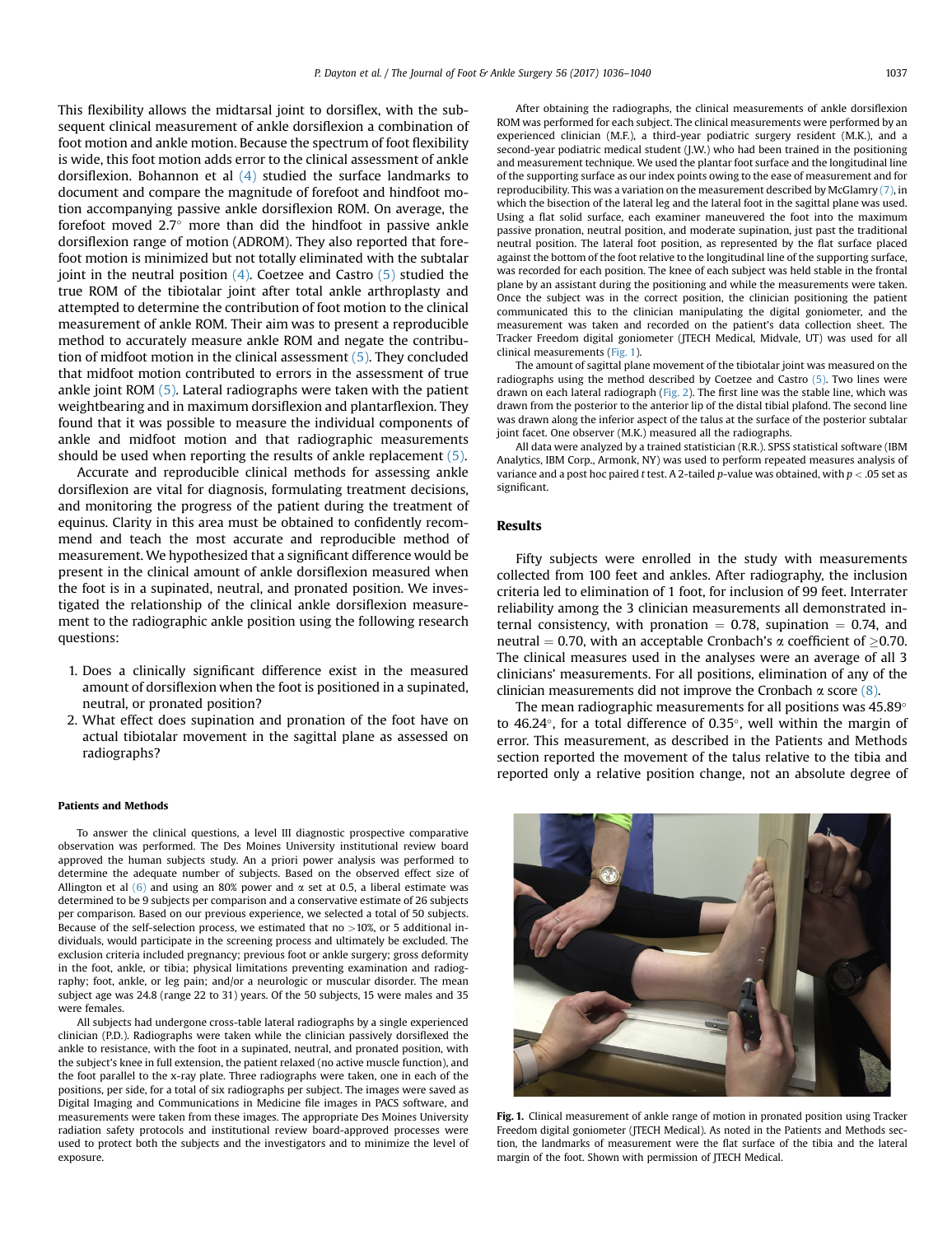This flexibility allows the midtarsal joint to dorsiflex, with the subsequent clinical measurement of ankle dorsiflexion a combination of foot motion and ankle motion. Because the spectrum of foot flexibility is wide, this foot motion adds error to the clinical assessment of ankle dorsiflexion. Bohannon et al (4) studied the surface landmarks to document and compare the magnitude of forefoot and hindfoot motion accompanying passive ankle dorsiflexion ROM. On average, the forefoot moved 2.7° more than did the hindfoot in passive ankle dorsiflexion range of motion (ADROM). They also reported that forefoot motion is minimized but not totally eliminated with the subtalar joint in the neutral position (4). Coetzee and Castro (5) studied the true ROM of the tibiotalar joint after total ankle arthroplasty and attempted to determine the contribution of foot motion to the clinical measurement of ankle ROM. Their aim was to present a reproducible method to accurately measure ankle ROM and negate the contribution of midfoot motion in the clinical assessment (5). They concluded that midfoot motion contributed to errors in the assessment of true ankle joint ROM (5). Lateral radiographs were taken with the patient weightbearing and in maximum dorsiflexion and plantarflexion. They found that it was possible to measure the individual components of ankle and midfoot motion and that radiographic measurements should be used when reporting the results of ankle replacement (5).

Accurate and reproducible clinical methods for assessing ankle dorsiflexion are vital for diagnosis, formulating treatment decisions, and monitoring the progress of the patient during the treatment of equinus. Clarity in this area must be obtained to confidently recommend and teach the most accurate and reproducible method of measurement. We hypothesized that a significant difference would be present in the clinical amount of ankle dorsiflexion measured when the foot is in a supinated, neutral, and pronated position. We investigated the relationship of the clinical ankle dorsiflexion measurement to the radiographic ankle position using the following research questions:

1. Does a clinically significant difference exist in the measured amount of dorsiflexion when the foot is positioned in a supinated, neutral, or pronated position?
2. What effect does supination and pronation of the foot have on actual tibiotalar movement in the sagittal plane as assessed on radiographs?

## Patients and Methods

To answer the clinical questions, a level III diagnostic prospective comparative observation was performed. The Des Moines University institutional review board approved the human subjects study. An a priori power analysis was performed to determine the adequate number of subjects. Based on the observed effect size of Allington et al (6) and using an 80% power and α set at 0.5, a liberal estimate was determined to be 9 subjects per comparison and a conservative estimate of 26 subjects per comparison. Based on our previous experience, we selected a total of 50 subjects. Because of the self-selection process, we estimated that no >10%, or 5 additional individuals, would participate in the screening process and ultimately be excluded. The exclusion criteria included pregnancy; previous foot or ankle surgery; gross deformity in the foot, ankle, or tibia; physical limitations preventing examination and radiography; foot, ankle, or leg pain; and/or a neurologic or muscular disorder. The mean subject age was 24.8 (range 22 to 31) years. Of the 50 subjects, 15 were males and 35 were females.

All subjects had undergone cross-table lateral radiographs by a single experienced clinician (P.D.). Radiographs were taken while the clinician passively dorsiflexed the ankle to resistance, with the foot in a supinated, neutral, and pronated position, with the subject's knee in full extension, the patient relaxed (no active muscle function), and the foot parallel to the x-ray plate. Three radiographs were taken, one in each of the positions, per side, for a total of six radiographs per subject. The images were saved as Digital Imaging and Communications in Medicine file images in PACS software, and measurements were taken from these images. The appropriate Des Moines University radiation safety protocols and institutional review board-approved processes were used to protect both the subjects and the investigators and to minimize the level of exposure.

After obtaining the radiographs, the clinical measurements of ankle dorsiflexion ROM was performed for each subject. The clinical measurements were performed by an experienced clinician (M.F.), a third-year podiatric surgery resident (M.K.), and a second-year podiatric medical student (J.W.) who had been trained in the positioning and measurement technique. We used the plantar foot surface and the longitudinal line of the supporting surface as our index points owing to the ease of measurement and for reproducibility. This was a variation on the measurement described by McGlamry (7), in which the bisection of the lateral leg and the lateral foot in the sagittal plane was used. Using a flat solid surface, each examiner maneuvered the foot into the maximum passive pronation, neutral position, and moderate supination, just past the traditional neutral position. The lateral foot position, as represented by the flat surface placed against the bottom of the foot relative to the longitudinal line of the supporting surface, was recorded for each position. The knee of each subject was held stable in the frontal plane by an assistant during the positioning and while the measurements were taken. Once the subject was in the correct position, the clinician positioning the patient communicated this to the clinician manipulating the digital goniometer, and the measurement was taken and recorded on the patient's data collection sheet. The Tracker Freedom digital goniometer (JTECH Medical, Midvale, UT) was used for all clinical measurements (Fig. 1).

The amount of sagittal plane movement of the tibiotalar joint was measured on the radiographs using the method described by Coetzee and Castro (5). Two lines were drawn on each lateral radiograph (Fig. 2). The first line was the stable line, which was drawn from the posterior to the anterior lip of the distal tibial plafond. The second line was drawn along the inferior aspect of the talus at the surface of the posterior subtalar joint facet. One observer (M.K.) measured all the radiographs.

All data were analyzed by a trained statistician (R.R.). SPSS statistical software (IBM Analytics, IBM Corp., Armonk, NY) was used to perform repeated measures analysis of variance and a post hoc paired *t* test. A 2-tailed *p*-value was obtained, with $p < .05$ set as significant.

## Results

Fifty subjects were enrolled in the study with measurements collected from 100 feet and ankles. After radiography, the inclusion criteria led to elimination of 1 foot, for inclusion of 99 feet. Interrater reliability among the 3 clinician measurements all demonstrated internal consistency, with pronation = 0.78, supination = 0.74, and neutral = 0.70, with an acceptable Cronbach's α coefficient of ≥0.70. The clinical measures used in the analyses were an average of all 3 clinicians' measurements. For all positions, elimination of any of the clinician measurements did not improve the Cronbach α score (8).

The mean radiographic measurements for all positions was 45.89° to 46.24°, for a total difference of 0.35°, well within the margin of error. This measurement, as described in the Patients and Methods section reported the movement of the talus relative to the tibia and reported only a relative position change, not an absolute degree of

**Fig. 1.** Clinical measurement of ankle range of motion in pronated position using Tracker Freedom digital goniometer (JTECH Medical). As noted in the Patients and Methods section, the landmarks of measurement were the flat surface of the tibia and the lateral margin of the foot. Shown with permission of JTECH Medical.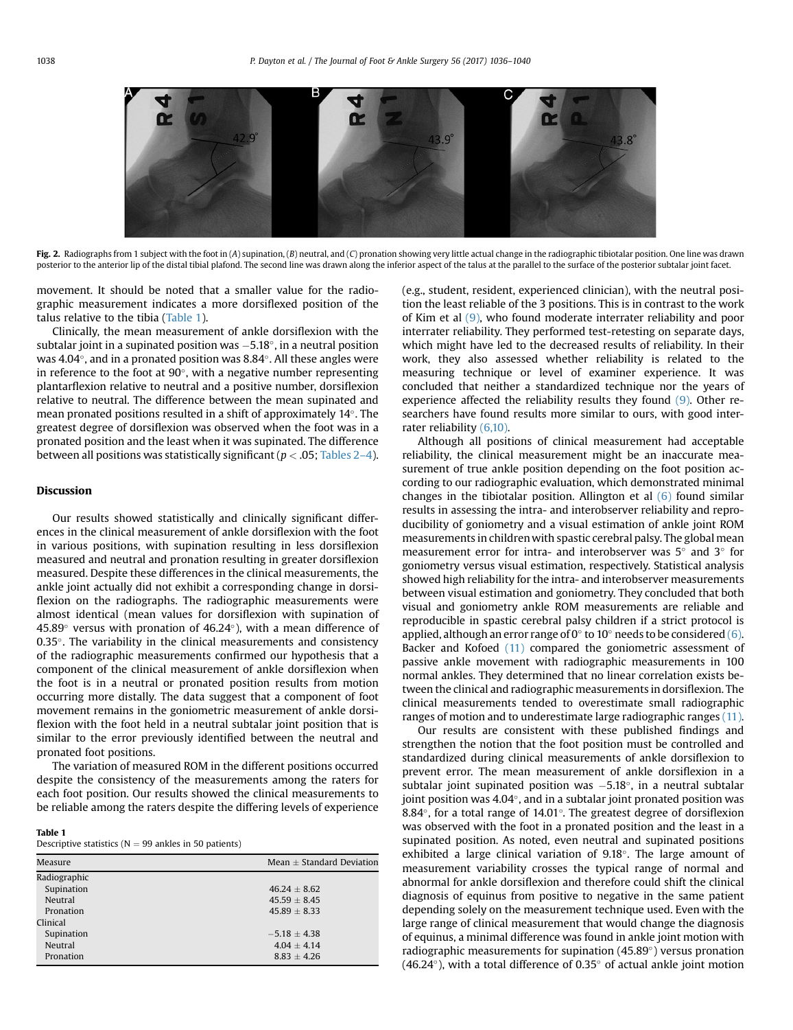Fig. 2. Radiographs from 1 subject with the foot in (A) supination, (B) neutral, and (C) pronation showing very little actual change in the radiographic tibiotalar position. One line was drawn posterior to the anterior lip of the distal tibial plafond. The second line was drawn along the inferior aspect of the talus at the parallel to the surface of the posterior subtalar joint facet.

movement. It should be noted that a smaller value for the radiographic measurement indicates a more dorsiflexed position of the talus relative to the tibia (Table 1).

Clinically, the mean measurement of ankle dorsiflexion with the subtalar joint in a supinated position was −5.18°, in a neutral position was 4.04°, and in a pronated position was 8.84°. All these angles were in reference to the foot at 90°, with a negative number representing plantarflexion relative to neutral and a positive number, dorsiflexion relative to neutral. The difference between the mean supinated and mean pronated positions resulted in a shift of approximately 14°. The greatest degree of dorsiflexion was observed when the foot was in a pronated position and the least when it was supinated. The difference between all positions was statistically significant ($p < .05$; Tables 2–4).

## Discussion

Our results showed statistically and clinically significant differences in the clinical measurement of ankle dorsiflexion with the foot in various positions, with supination resulting in less dorsiflexion measured and neutral and pronation resulting in greater dorsiflexion measured. Despite these differences in the clinical measurements, the ankle joint actually did not exhibit a corresponding change in dorsiflexion on the radiographs. The radiographic measurements were almost identical (mean values for dorsiflexion with supination of 45.89° versus with pronation of 46.24°), with a mean difference of 0.35°. The variability in the clinical measurements and consistency of the radiographic measurements confirmed our hypothesis that a component of the clinical measurement of ankle dorsiflexion when the foot is in a neutral or pronated position results from motion occurring more distally. The data suggest that a component of foot movement remains in the goniometric measurement of ankle dorsiflexion with the foot held in a neutral subtalar joint position that is similar to the error previously identified between the neutral and pronated foot positions.

The variation of measured ROM in the different positions occurred despite the consistency of the measurements among the raters for each foot position. Our results showed the clinical measurements to be reliable among the raters despite the differing levels of experience

Table 1
Descriptive statistics (N = 99 ankles in 50 patients)

| Measure | Mean ± Standard Deviation |
|---|---|
| Radiographic | |
| Supination | 46.24 ± 8.62 |
| Neutral | 45.59 ± 8.45 |
| Pronation | 45.89 ± 8.33 |
| Clinical | |
| Supination | −5.18 ± 4.38 |
| Neutral | 4.04 ± 4.14 |
| Pronation | 8.83 ± 4.26 |

(e.g., student, resident, experienced clinician), with the neutral position the least reliable of the 3 positions. This is in contrast to the work of Kim et al (9), who found moderate interrater reliability and poor interrater reliability. They performed test-retesting on separate days, which might have led to the decreased results of reliability. In their work, they also assessed whether reliability is related to the measuring technique or level of examiner experience. It was concluded that neither a standardized technique nor the years of experience affected the reliability results they found (9). Other researchers have found results more similar to ours, with good interrater reliability (6,10).

Although all positions of clinical measurement had acceptable reliability, the clinical measurement might be an inaccurate measurement of true ankle position depending on the foot position according to our radiographic evaluation, which demonstrated minimal changes in the tibiotalar position. Allington et al (6) found similar results in assessing the intra- and interobserver reliability and reproducibility of goniometry and a visual estimation of ankle joint ROM measurements in children with spastic cerebral palsy. The global mean measurement error for intra- and interobserver was 5° and 3° for goniometry versus visual estimation, respectively. Statistical analysis showed high reliability for the intra- and interobserver measurements between visual estimation and goniometry. They concluded that both visual and goniometry ankle ROM measurements are reliable and reproducible in spastic cerebral palsy children if a strict protocol is applied, although an error range of 0° to 10° needs to be considered (6). Backer and Kofoed (11) compared the goniometric assessment of passive ankle movement with radiographic measurements in 100 normal ankles. They determined that no linear correlation exists between the clinical and radiographic measurements in dorsiflexion. The clinical measurements tended to overestimate small radiographic ranges of motion and to underestimate large radiographic ranges (11).

Our results are consistent with these published findings and strengthen the notion that the foot position must be controlled and standardized during clinical measurements of ankle dorsiflexion to prevent error. The mean measurement of ankle dorsiflexion in a subtalar joint supinated position was −5.18°, in a neutral subtalar joint position was 4.04°, and in a subtalar joint pronated position was 8.84°, for a total range of 14.01°. The greatest degree of dorsiflexion was observed with the foot in a pronated position and the least in a supinated position. As noted, even neutral and supinated positions exhibited a large clinical variation of 9.18°. The large amount of measurement variability crosses the typical range of normal and abnormal for ankle dorsiflexion and therefore could shift the clinical diagnosis of equinus from positive to negative in the same patient depending solely on the measurement technique used. Even with the large range of clinical measurement that would change the diagnosis of equinus, a minimal difference was found in ankle joint motion with radiographic measurements for supination (45.89°) versus pronation (46.24°), with a total difference of 0.35° of actual ankle joint motion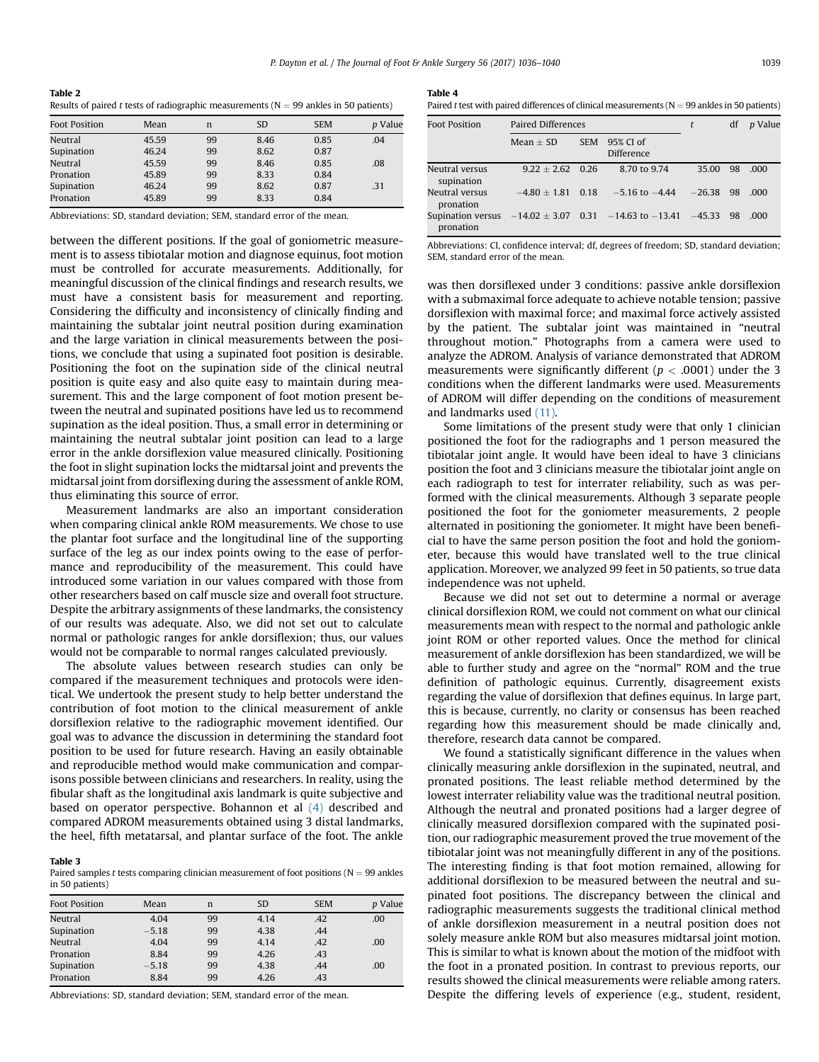**Table 2**
Results of paired *t* tests of radiographic measurements (N = 99 ankles in 50 patients)

| Foot Position | Mean | n | SD | SEM | *p* Value |
|---|---|---|---|---|---|
| Neutral | 45.59 | 99 | 8.46 | 0.85 | .04 |
| Supination | 46.24 | 99 | 8.62 | 0.87 | |
| Neutral | 45.59 | 99 | 8.46 | 0.85 | .08 |
| Pronation | 45.89 | 99 | 8.33 | 0.84 | |
| Supination | 46.24 | 99 | 8.62 | 0.87 | .31 |
| Pronation | 45.89 | 99 | 8.33 | 0.84 | |

Abbreviations: SD, standard deviation; SEM, standard error of the mean.

between the different positions. If the goal of goniometric measurement is to assess tibiotalar motion and diagnose equinus, foot motion must be controlled for accurate measurements. Additionally, for meaningful discussion of the clinical findings and research results, we must have a consistent basis for measurement and reporting. Considering the difficulty and inconsistency of clinically finding and maintaining the subtalar joint neutral position during examination and the large variation in clinical measurements between the positions, we conclude that using a supinated foot position is desirable. Positioning the foot on the supination side of the clinical neutral position is quite easy and also quite easy to maintain during measurement. This and the large component of foot motion present between the neutral and supinated positions have led us to recommend supination as the ideal position. Thus, a small error in determining or maintaining the neutral subtalar joint position can lead to a large error in the ankle dorsiflexion value measured clinically. Positioning the foot in slight supination locks the midtarsal joint and prevents the midtarsal joint from dorsiflexing during the assessment of ankle ROM, thus eliminating this source of error.

Measurement landmarks are also an important consideration when comparing clinical ankle ROM measurements. We chose to use the plantar foot surface and the longitudinal line of the supporting surface of the leg as our index points owing to the ease of performance and reproducibility of the measurement. This could have introduced some variation in our values compared with those from other researchers based on calf muscle size and overall foot structure. Despite the arbitrary assignments of these landmarks, the consistency of our results was adequate. Also, we did not set out to calculate normal or pathologic ranges for ankle dorsiflexion; thus, our values would not be comparable to normal ranges calculated previously.

The absolute values between research studies can only be compared if the measurement techniques and protocols were identical. We undertook the present study to help better understand the contribution of foot motion to the clinical measurement of ankle dorsiflexion relative to the radiographic movement identified. Our goal was to advance the discussion in determining the standard foot position to be used for future research. Having an easily obtainable and reproducible method would make communication and comparisons possible between clinicians and researchers. In reality, using the fibular shaft as the longitudinal axis landmark is quite subjective and based on operator perspective. Bohannon et al (4) described and compared ADROM measurements obtained using 3 distal landmarks, the heel, fifth metatarsal, and plantar surface of the foot. The ankle

**Table 3**
Paired samples *t* tests comparing clinician measurement of foot positions (N = 99 ankles in 50 patients)

| Foot Position | Mean | n | SD | SEM | *p* Value |
|---|---|---|---|---|---|
| Neutral | 4.04 | 99 | 4.14 | .42 | .00 |
| Supination | −5.18 | 99 | 4.38 | .44 | |
| Neutral | 4.04 | 99 | 4.14 | .42 | .00 |
| Pronation | 8.84 | 99 | 4.26 | .43 | |
| Supination | −5.18 | 99 | 4.38 | .44 | .00 |
| Pronation | 8.84 | 99 | 4.26 | .43 | |

Abbreviations: SD, standard deviation; SEM, standard error of the mean.

**Table 4**
Paired *t* test with paired differences of clinical measurements (N = 99 ankles in 50 patients)

| Foot Position | Paired Differences | | | *t* | df | *p* Value |
|---|---|---|---|---|---|---|
| | Mean ± SD | SEM | 95% CI of Difference | | | |
| Neutral versus supination | 9.22 ± 2.62 | 0.26 | 8.70 to 9.74 | 35.00 | 98 | .000 |
| Neutral versus pronation | −4.80 ± 1.81 | 0.18 | −5.16 to −4.44 | −26.38 | 98 | .000 |
| Supination versus pronation | −14.02 ± 3.07 | 0.31 | −14.63 to −13.41 | −45.33 | 98 | .000 |

Abbreviations: CI, confidence interval; df, degrees of freedom; SD, standard deviation; SEM, standard error of the mean.

was then dorsiflexed under 3 conditions: passive ankle dorsiflexion with a submaximal force adequate to achieve notable tension; passive dorsiflexion with maximal force; and maximal force actively assisted by the patient. The subtalar joint was maintained in "neutral throughout motion." Photographs from a camera were used to analyze the ADROM. Analysis of variance demonstrated that ADROM measurements were significantly different ($p < .0001$) under the 3 conditions when the different landmarks were used. Measurements of ADROM will differ depending on the conditions of measurement and landmarks used (11).

Some limitations of the present study were that only 1 clinician positioned the foot for the radiographs and 1 person measured the tibiotalar joint angle. It would have been ideal to have 3 clinicians position the foot and 3 clinicians measure the tibiotalar joint angle on each radiograph to test for interrater reliability, such as was performed with the clinical measurements. Although 3 separate people positioned the foot for the goniometer measurements, 2 people alternated in positioning the goniometer. It might have been beneficial to have the same person position the foot and hold the goniometer, because this would have translated well to the true clinical application. Moreover, we analyzed 99 feet in 50 patients, so true data independence was not upheld.

Because we did not set out to determine a normal or average clinical dorsiflexion ROM, we could not comment on what our clinical measurements mean with respect to the normal and pathologic ankle joint ROM or other reported values. Once the method for clinical measurement of ankle dorsiflexion has been standardized, we will be able to further study and agree on the "normal" ROM and the true definition of pathologic equinus. Currently, disagreement exists regarding the value of dorsiflexion that defines equinus. In large part, this is because, currently, no clarity or consensus has been reached regarding how this measurement should be made clinically and, therefore, research data cannot be compared.

We found a statistically significant difference in the values when clinically measuring ankle dorsiflexion in the supinated, neutral, and pronated positions. The least reliable method determined by the lowest interrater reliability value was the traditional neutral position. Although the neutral and pronated positions had a larger degree of clinically measured dorsiflexion compared with the supinated position, our radiographic measurement proved the true movement of the tibiotalar joint was not meaningfully different in any of the positions. The interesting finding is that foot motion remained, allowing for additional dorsiflexion to be measured between the neutral and supinated foot positions. The discrepancy between the clinical and radiographic measurements suggests the traditional clinical method of ankle dorsiflexion measurement in a neutral position does not solely measure ankle ROM but also measures midtarsal joint motion. This is similar to what is known about the motion of the midfoot with the foot in a pronated position. In contrast to previous reports, our results showed the clinical measurements were reliable among raters. Despite the differing levels of experience (e.g., student, resident,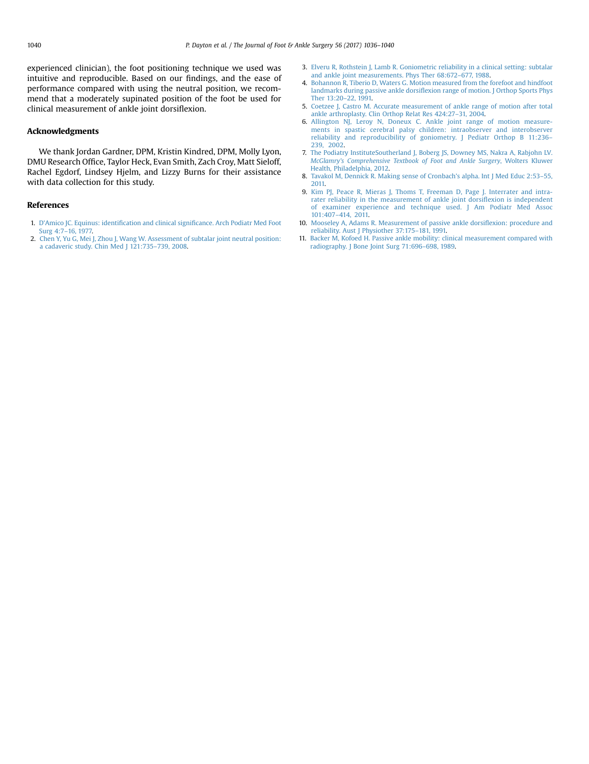experienced clinician), the foot positioning technique we used was intuitive and reproducible. Based on our findings, and the ease of performance compared with using the neutral position, we recommend that a moderately supinated position of the foot be used for clinical measurement of ankle joint dorsiflexion.

## Acknowledgments

We thank Jordan Gardner, DPM, Kristin Kindred, DPM, Molly Lyon, DMU Research Office, Taylor Heck, Evan Smith, Zach Croy, Matt Sieloff, Rachel Egdorf, Lindsey Hjelm, and Lizzy Burns for their assistance with data collection for this study.

## References

1. D'Amico JC. Equinus: identification and clinical significance. Arch Podiatr Med Foot Surg 4:7–16, 1977.
2. Chen Y, Yu G, Mei J, Zhou J, Wang W. Assessment of subtalar joint neutral position: a cadaveric study. Chin Med J 121:735–739, 2008.
3. Elveru R, Rothstein J, Lamb R. Goniometric reliability in a clinical setting: subtalar and ankle joint measurements. Phys Ther 68:672–677, 1988.
4. Bohannon R, Tiberio D, Waters G. Motion measured from the forefoot and hindfoot landmarks during passive ankle dorsiflexion range of motion. J Orthop Sports Phys Ther 13:20–22, 1991.
5. Coetzee J, Castro M. Accurate measurement of ankle range of motion after total ankle arthroplasty. Clin Orthop Relat Res 424:27–31, 2004.
6. Allington NJ, Leroy N, Doneux C. Ankle joint range of motion measurements in spastic cerebral palsy children: intraobserver and interobserver reliability and reproducibility of goniometry. J Pediatr Orthop B 11:236–239, 2002.
7. The Podiatry InstituteSoutherland J, Boberg JS, Downey MS, Nakra A, Rabjohn LV. *McGlamry's Comprehensive Textbook of Foot and Ankle Surgery*, Wolters Kluwer Health, Philadelphia, 2012.
8. Tavakol M, Dennick R. Making sense of Cronbach's alpha. Int J Med Educ 2:53–55, 2011.
9. Kim PJ, Peace R, Mieras J, Thoms T, Freeman D, Page J. Interrater and intrarater reliability in the measurement of ankle joint dorsiflexion is independent of examiner experience and technique used. J Am Podiatr Med Assoc 101:407–414, 2011.
10. Mooseley A, Adams R. Measurement of passive ankle dorsiflexion: procedure and reliability. Aust J Physiother 37:175–181, 1991.
11. Backer M, Kofoed H. Passive ankle mobility: clinical measurement compared with radiography. J Bone Joint Surg 71:696–698, 1989.